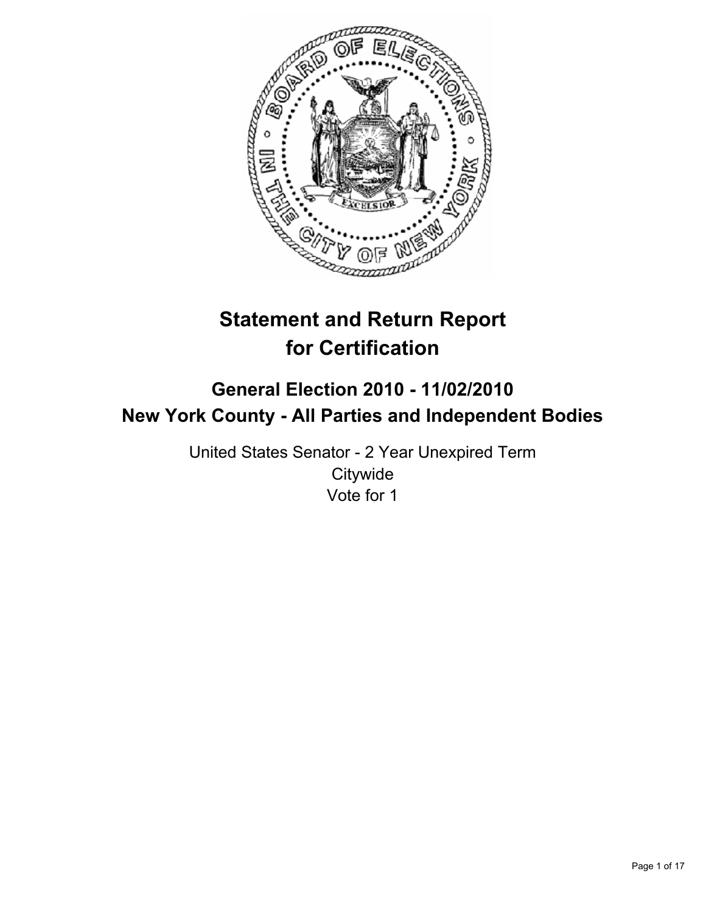# Statement and Return Report for Certification

## General Election 2010 - 11/02/2010
## New York County - All Parties and Independent Bodies

United States Senator - 2 Year Unexpired Term
Citywide
Vote for 1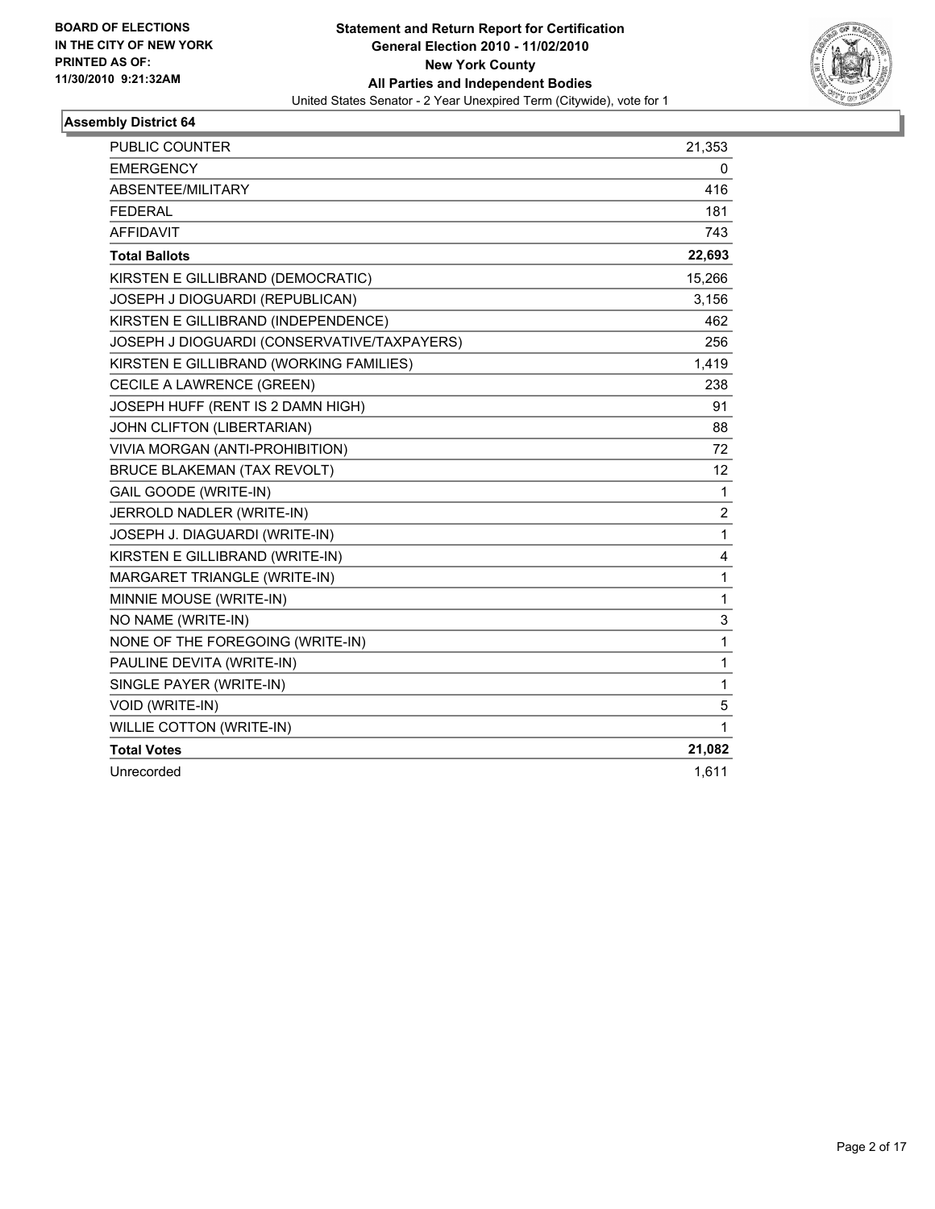BOARD OF ELECTIONS
IN THE CITY OF NEW YORK
PRINTED AS OF:
11/30/2010 9:21:32AM

**Statement and Return Report for Certification**
**General Election 2010 - 11/02/2010**
**New York County**
**All Parties and Independent Bodies**
United States Senator - 2 Year Unexpired Term (Citywide), vote for 1

### Assembly District 64

| | |
|---|---|
| PUBLIC COUNTER | 21,353 |
| EMERGENCY | 0 |
| ABSENTEE/MILITARY | 416 |
| FEDERAL | 181 |
| AFFIDAVIT | 743 |
| **Total Ballots** | **22,693** |
| KIRSTEN E GILLIBRAND (DEMOCRATIC) | 15,266 |
| JOSEPH J DIOGUARDI (REPUBLICAN) | 3,156 |
| KIRSTEN E GILLIBRAND (INDEPENDENCE) | 462 |
| JOSEPH J DIOGUARDI (CONSERVATIVE/TAXPAYERS) | 256 |
| KIRSTEN E GILLIBRAND (WORKING FAMILIES) | 1,419 |
| CECILE A LAWRENCE (GREEN) | 238 |
| JOSEPH HUFF (RENT IS 2 DAMN HIGH) | 91 |
| JOHN CLIFTON (LIBERTARIAN) | 88 |
| VIVIA MORGAN (ANTI-PROHIBITION) | 72 |
| BRUCE BLAKEMAN (TAX REVOLT) | 12 |
| GAIL GOODE (WRITE-IN) | 1 |
| JERROLD NADLER (WRITE-IN) | 2 |
| JOSEPH J. DIAGUARDI (WRITE-IN) | 1 |
| KIRSTEN E GILLIBRAND (WRITE-IN) | 4 |
| MARGARET TRIANGLE (WRITE-IN) | 1 |
| MINNIE MOUSE (WRITE-IN) | 1 |
| NO NAME (WRITE-IN) | 3 |
| NONE OF THE FOREGOING (WRITE-IN) | 1 |
| PAULINE DEVITA (WRITE-IN) | 1 |
| SINGLE PAYER (WRITE-IN) | 1 |
| VOID (WRITE-IN) | 5 |
| WILLIE COTTON (WRITE-IN) | 1 |
| **Total Votes** | **21,082** |
| Unrecorded | 1,611 |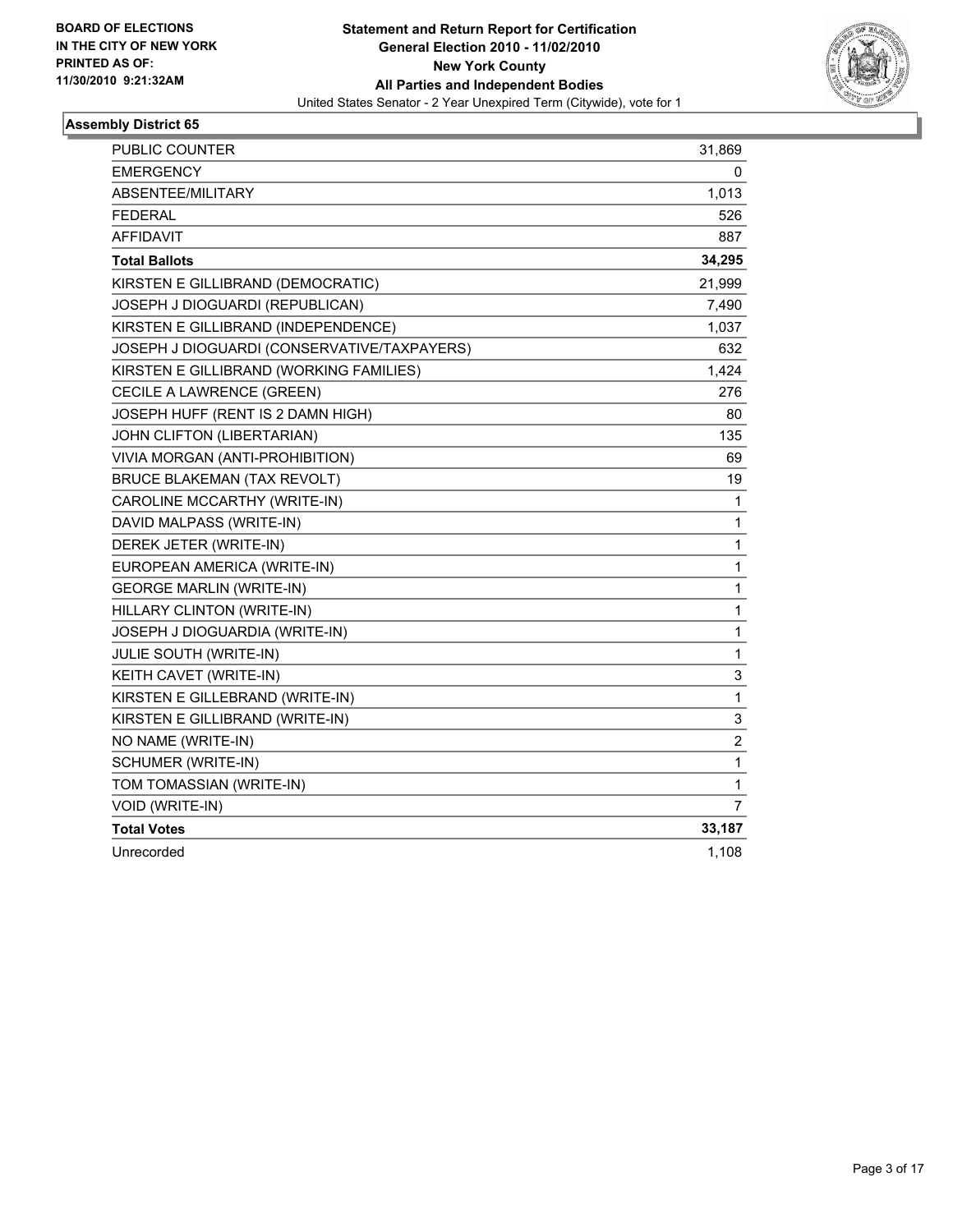**BOARD OF ELECTIONS IN THE CITY OF NEW YORK PRINTED AS OF: 11/30/2010 9:21:32AM**

**Statement and Return Report for Certification General Election 2010 - 11/02/2010 New York County All Parties and Independent Bodies**

United States Senator - 2 Year Unexpired Term (Citywide), vote for 1

## Assembly District 65

| | |
|---|---|
| PUBLIC COUNTER | 31,869 |
| EMERGENCY | 0 |
| ABSENTEE/MILITARY | 1,013 |
| FEDERAL | 526 |
| AFFIDAVIT | 887 |
| **Total Ballots** | **34,295** |
| KIRSTEN E GILLIBRAND (DEMOCRATIC) | 21,999 |
| JOSEPH J DIOGUARDI (REPUBLICAN) | 7,490 |
| KIRSTEN E GILLIBRAND (INDEPENDENCE) | 1,037 |
| JOSEPH J DIOGUARDI (CONSERVATIVE/TAXPAYERS) | 632 |
| KIRSTEN E GILLIBRAND (WORKING FAMILIES) | 1,424 |
| CECILE A LAWRENCE (GREEN) | 276 |
| JOSEPH HUFF (RENT IS 2 DAMN HIGH) | 80 |
| JOHN CLIFTON (LIBERTARIAN) | 135 |
| VIVIA MORGAN (ANTI-PROHIBITION) | 69 |
| BRUCE BLAKEMAN (TAX REVOLT) | 19 |
| CAROLINE MCCARTHY (WRITE-IN) | 1 |
| DAVID MALPASS (WRITE-IN) | 1 |
| DEREK JETER (WRITE-IN) | 1 |
| EUROPEAN AMERICA (WRITE-IN) | 1 |
| GEORGE MARLIN (WRITE-IN) | 1 |
| HILLARY CLINTON (WRITE-IN) | 1 |
| JOSEPH J DIOGUARDIA (WRITE-IN) | 1 |
| JULIE SOUTH (WRITE-IN) | 1 |
| KEITH CAVET (WRITE-IN) | 3 |
| KIRSTEN E GILLEBRAND (WRITE-IN) | 1 |
| KIRSTEN E GILLIBRAND (WRITE-IN) | 3 |
| NO NAME (WRITE-IN) | 2 |
| SCHUMER (WRITE-IN) | 1 |
| TOM TOMASSIAN (WRITE-IN) | 1 |
| VOID (WRITE-IN) | 7 |
| **Total Votes** | **33,187** |
| Unrecorded | 1,108 |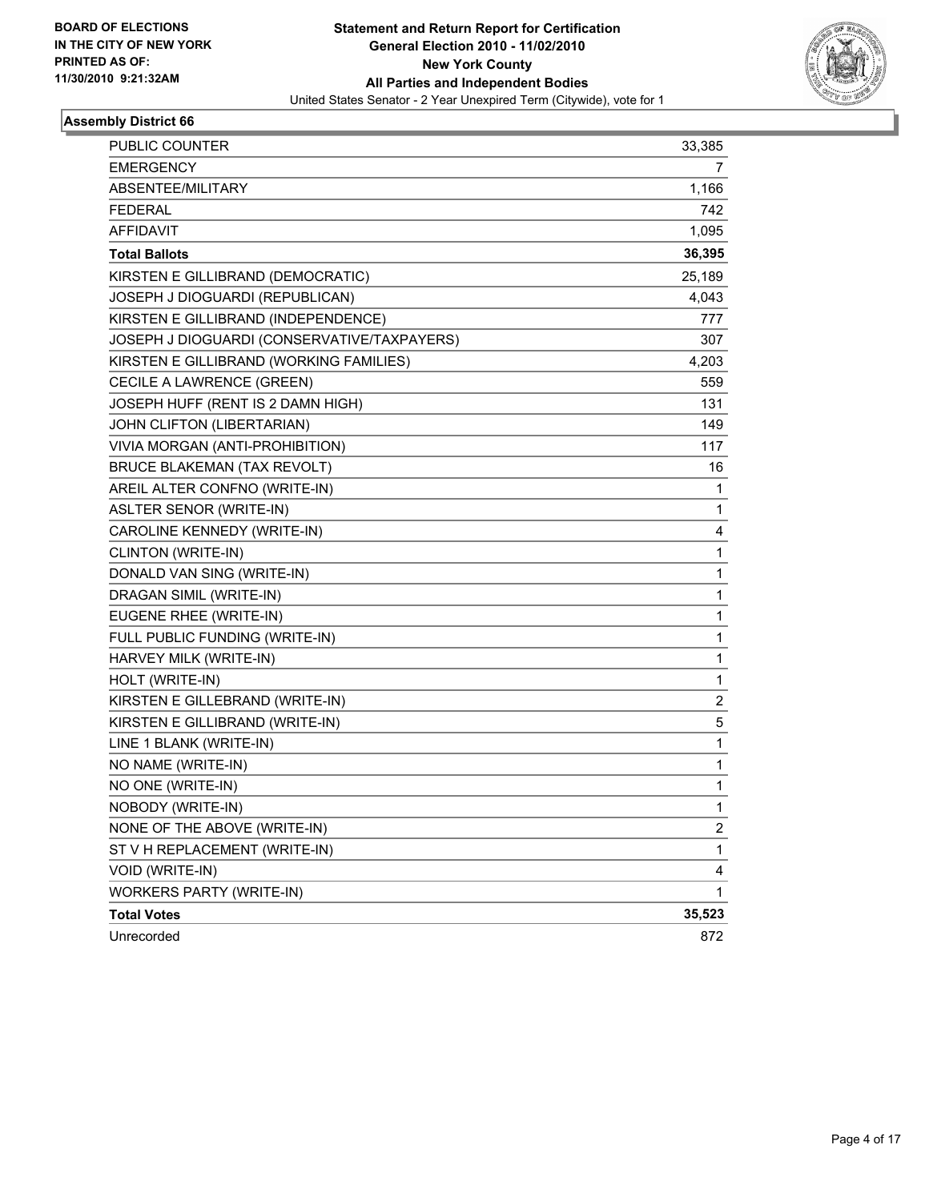BOARD OF ELECTIONS
IN THE CITY OF NEW YORK
PRINTED AS OF:
11/30/2010 9:21:32AM

**Statement and Return Report for Certification**
**General Election 2010 - 11/02/2010**
**New York County**
**All Parties and Independent Bodies**
United States Senator - 2 Year Unexpired Term (Citywide), vote for 1

### Assembly District 66

| | |
|---|---|
| PUBLIC COUNTER | 33,385 |
| EMERGENCY | 7 |
| ABSENTEE/MILITARY | 1,166 |
| FEDERAL | 742 |
| AFFIDAVIT | 1,095 |
| **Total Ballots** | **36,395** |
| KIRSTEN E GILLIBRAND (DEMOCRATIC) | 25,189 |
| JOSEPH J DIOGUARDI (REPUBLICAN) | 4,043 |
| KIRSTEN E GILLIBRAND (INDEPENDENCE) | 777 |
| JOSEPH J DIOGUARDI (CONSERVATIVE/TAXPAYERS) | 307 |
| KIRSTEN E GILLIBRAND (WORKING FAMILIES) | 4,203 |
| CECILE A LAWRENCE (GREEN) | 559 |
| JOSEPH HUFF (RENT IS 2 DAMN HIGH) | 131 |
| JOHN CLIFTON (LIBERTARIAN) | 149 |
| VIVIA MORGAN (ANTI-PROHIBITION) | 117 |
| BRUCE BLAKEMAN (TAX REVOLT) | 16 |
| AREIL ALTER CONFNO (WRITE-IN) | 1 |
| ASLTER SENOR (WRITE-IN) | 1 |
| CAROLINE KENNEDY (WRITE-IN) | 4 |
| CLINTON (WRITE-IN) | 1 |
| DONALD VAN SING (WRITE-IN) | 1 |
| DRAGAN SIMIL (WRITE-IN) | 1 |
| EUGENE RHEE (WRITE-IN) | 1 |
| FULL PUBLIC FUNDING (WRITE-IN) | 1 |
| HARVEY MILK (WRITE-IN) | 1 |
| HOLT (WRITE-IN) | 1 |
| KIRSTEN E GILLEBRAND (WRITE-IN) | 2 |
| KIRSTEN E GILLIBRAND (WRITE-IN) | 5 |
| LINE 1 BLANK (WRITE-IN) | 1 |
| NO NAME (WRITE-IN) | 1 |
| NO ONE (WRITE-IN) | 1 |
| NOBODY (WRITE-IN) | 1 |
| NONE OF THE ABOVE (WRITE-IN) | 2 |
| ST V H REPLACEMENT (WRITE-IN) | 1 |
| VOID (WRITE-IN) | 4 |
| WORKERS PARTY (WRITE-IN) | 1 |
| **Total Votes** | **35,523** |
| Unrecorded | 872 |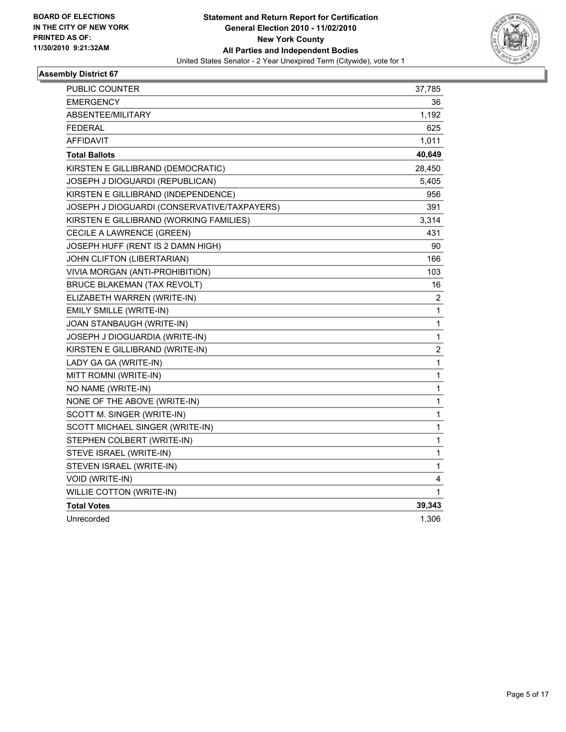**BOARD OF ELECTIONS IN THE CITY OF NEW YORK PRINTED AS OF: 11/30/2010 9:21:32AM**

**Statement and Return Report for Certification**
**General Election 2010 - 11/02/2010**
**New York County**
**All Parties and Independent Bodies**
United States Senator - 2 Year Unexpired Term (Citywide), vote for 1

### Assembly District 67

| | |
|---|---|
| PUBLIC COUNTER | 37,785 |
| EMERGENCY | 36 |
| ABSENTEE/MILITARY | 1,192 |
| FEDERAL | 625 |
| AFFIDAVIT | 1,011 |
| **Total Ballots** | **40,649** |
| KIRSTEN E GILLIBRAND (DEMOCRATIC) | 28,450 |
| JOSEPH J DIOGUARDI (REPUBLICAN) | 5,405 |
| KIRSTEN E GILLIBRAND (INDEPENDENCE) | 956 |
| JOSEPH J DIOGUARDI (CONSERVATIVE/TAXPAYERS) | 391 |
| KIRSTEN E GILLIBRAND (WORKING FAMILIES) | 3,314 |
| CECILE A LAWRENCE (GREEN) | 431 |
| JOSEPH HUFF (RENT IS 2 DAMN HIGH) | 90 |
| JOHN CLIFTON (LIBERTARIAN) | 166 |
| VIVIA MORGAN (ANTI-PROHIBITION) | 103 |
| BRUCE BLAKEMAN (TAX REVOLT) | 16 |
| ELIZABETH WARREN (WRITE-IN) | 2 |
| EMILY SMILLE (WRITE-IN) | 1 |
| JOAN STANBAUGH (WRITE-IN) | 1 |
| JOSEPH J DIOGUARDIA (WRITE-IN) | 1 |
| KIRSTEN E GILLIBRAND (WRITE-IN) | 2 |
| LADY GA GA (WRITE-IN) | 1 |
| MITT ROMNI (WRITE-IN) | 1 |
| NO NAME (WRITE-IN) | 1 |
| NONE OF THE ABOVE (WRITE-IN) | 1 |
| SCOTT M. SINGER (WRITE-IN) | 1 |
| SCOTT MICHAEL SINGER (WRITE-IN) | 1 |
| STEPHEN COLBERT (WRITE-IN) | 1 |
| STEVE ISRAEL (WRITE-IN) | 1 |
| STEVEN ISRAEL (WRITE-IN) | 1 |
| VOID (WRITE-IN) | 4 |
| WILLIE COTTON (WRITE-IN) | 1 |
| **Total Votes** | **39,343** |
| Unrecorded | 1,306 |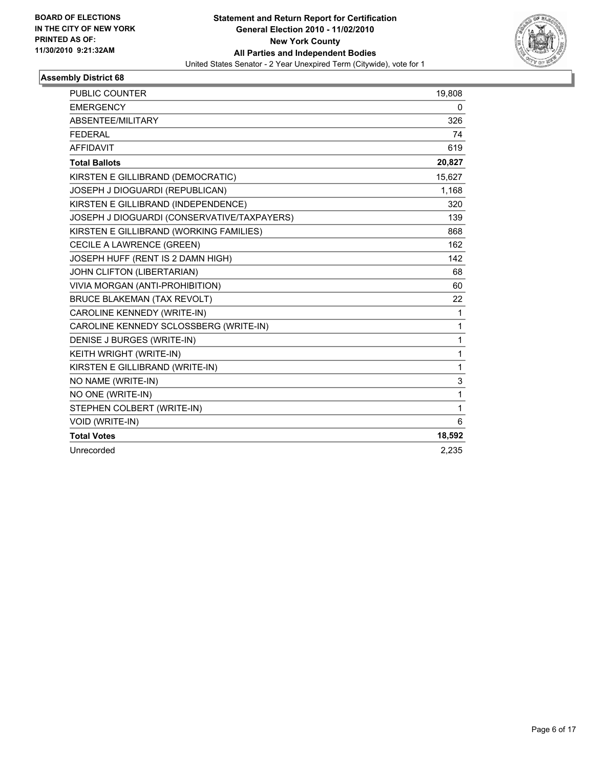**BOARD OF ELECTIONS IN THE CITY OF NEW YORK PRINTED AS OF: 11/30/2010 9:21:32AM**

**Statement and Return Report for Certification General Election 2010 - 11/02/2010 New York County All Parties and Independent Bodies**

United States Senator - 2 Year Unexpired Term (Citywide), vote for 1

### Assembly District 68

| | |
|---|---|
| PUBLIC COUNTER | 19,808 |
| EMERGENCY | 0 |
| ABSENTEE/MILITARY | 326 |
| FEDERAL | 74 |
| AFFIDAVIT | 619 |
| **Total Ballots** | **20,827** |
| KIRSTEN E GILLIBRAND (DEMOCRATIC) | 15,627 |
| JOSEPH J DIOGUARDI (REPUBLICAN) | 1,168 |
| KIRSTEN E GILLIBRAND (INDEPENDENCE) | 320 |
| JOSEPH J DIOGUARDI (CONSERVATIVE/TAXPAYERS) | 139 |
| KIRSTEN E GILLIBRAND (WORKING FAMILIES) | 868 |
| CECILE A LAWRENCE (GREEN) | 162 |
| JOSEPH HUFF (RENT IS 2 DAMN HIGH) | 142 |
| JOHN CLIFTON (LIBERTARIAN) | 68 |
| VIVIA MORGAN (ANTI-PROHIBITION) | 60 |
| BRUCE BLAKEMAN (TAX REVOLT) | 22 |
| CAROLINE KENNEDY (WRITE-IN) | 1 |
| CAROLINE KENNEDY SCLOSSBERG (WRITE-IN) | 1 |
| DENISE J BURGES (WRITE-IN) | 1 |
| KEITH WRIGHT (WRITE-IN) | 1 |
| KIRSTEN E GILLIBRAND (WRITE-IN) | 1 |
| NO NAME (WRITE-IN) | 3 |
| NO ONE (WRITE-IN) | 1 |
| STEPHEN COLBERT (WRITE-IN) | 1 |
| VOID (WRITE-IN) | 6 |
| **Total Votes** | **18,592** |
| Unrecorded | 2,235 |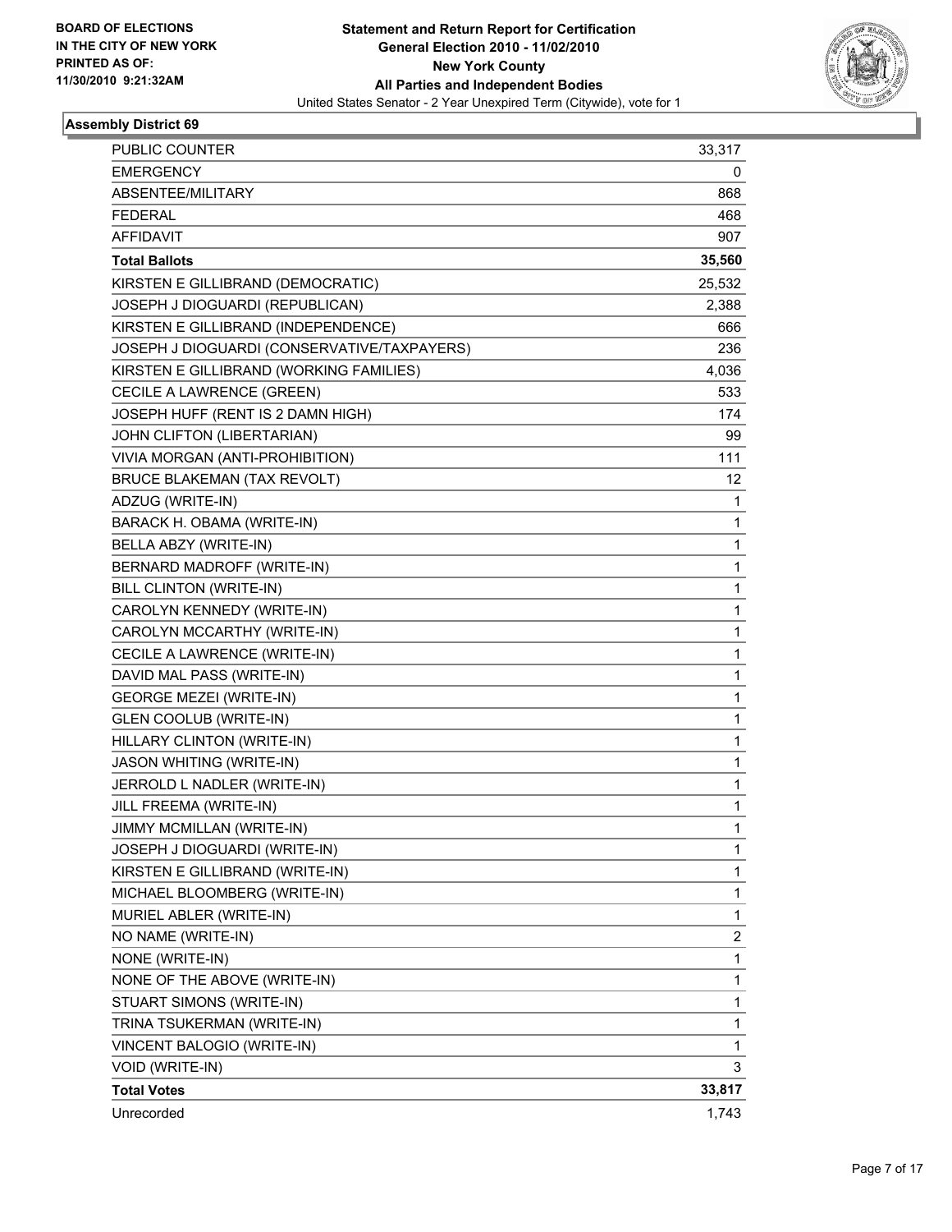**BOARD OF ELECTIONS IN THE CITY OF NEW YORK PRINTED AS OF: 11/30/2010 9:21:32AM**

**Statement and Return Report for Certification General Election 2010 - 11/02/2010 New York County All Parties and Independent Bodies**

United States Senator - 2 Year Unexpired Term (Citywide), vote for 1

## Assembly District 69

| | |
|---|---|
| PUBLIC COUNTER | 33,317 |
| EMERGENCY | 0 |
| ABSENTEE/MILITARY | 868 |
| FEDERAL | 468 |
| AFFIDAVIT | 907 |
| **Total Ballots** | **35,560** |
| KIRSTEN E GILLIBRAND (DEMOCRATIC) | 25,532 |
| JOSEPH J DIOGUARDI (REPUBLICAN) | 2,388 |
| KIRSTEN E GILLIBRAND (INDEPENDENCE) | 666 |
| JOSEPH J DIOGUARDI (CONSERVATIVE/TAXPAYERS) | 236 |
| KIRSTEN E GILLIBRAND (WORKING FAMILIES) | 4,036 |
| CECILE A LAWRENCE (GREEN) | 533 |
| JOSEPH HUFF (RENT IS 2 DAMN HIGH) | 174 |
| JOHN CLIFTON (LIBERTARIAN) | 99 |
| VIVIA MORGAN (ANTI-PROHIBITION) | 111 |
| BRUCE BLAKEMAN (TAX REVOLT) | 12 |
| ADZUG (WRITE-IN) | 1 |
| BARACK H. OBAMA (WRITE-IN) | 1 |
| BELLA ABZY (WRITE-IN) | 1 |
| BERNARD MADROFF (WRITE-IN) | 1 |
| BILL CLINTON (WRITE-IN) | 1 |
| CAROLYN KENNEDY (WRITE-IN) | 1 |
| CAROLYN MCCARTHY (WRITE-IN) | 1 |
| CECILE A LAWRENCE (WRITE-IN) | 1 |
| DAVID MAL PASS (WRITE-IN) | 1 |
| GEORGE MEZEI (WRITE-IN) | 1 |
| GLEN COOLUB (WRITE-IN) | 1 |
| HILLARY CLINTON (WRITE-IN) | 1 |
| JASON WHITING (WRITE-IN) | 1 |
| JERROLD L NADLER (WRITE-IN) | 1 |
| JILL FREEMA (WRITE-IN) | 1 |
| JIMMY MCMILLAN (WRITE-IN) | 1 |
| JOSEPH J DIOGUARDI (WRITE-IN) | 1 |
| KIRSTEN E GILLIBRAND (WRITE-IN) | 1 |
| MICHAEL BLOOMBERG (WRITE-IN) | 1 |
| MURIEL ABLER (WRITE-IN) | 1 |
| NO NAME (WRITE-IN) | 2 |
| NONE (WRITE-IN) | 1 |
| NONE OF THE ABOVE (WRITE-IN) | 1 |
| STUART SIMONS (WRITE-IN) | 1 |
| TRINA TSUKERMAN (WRITE-IN) | 1 |
| VINCENT BALOGIO (WRITE-IN) | 1 |
| VOID (WRITE-IN) | 3 |
| **Total Votes** | **33,817** |
| Unrecorded | 1,743 |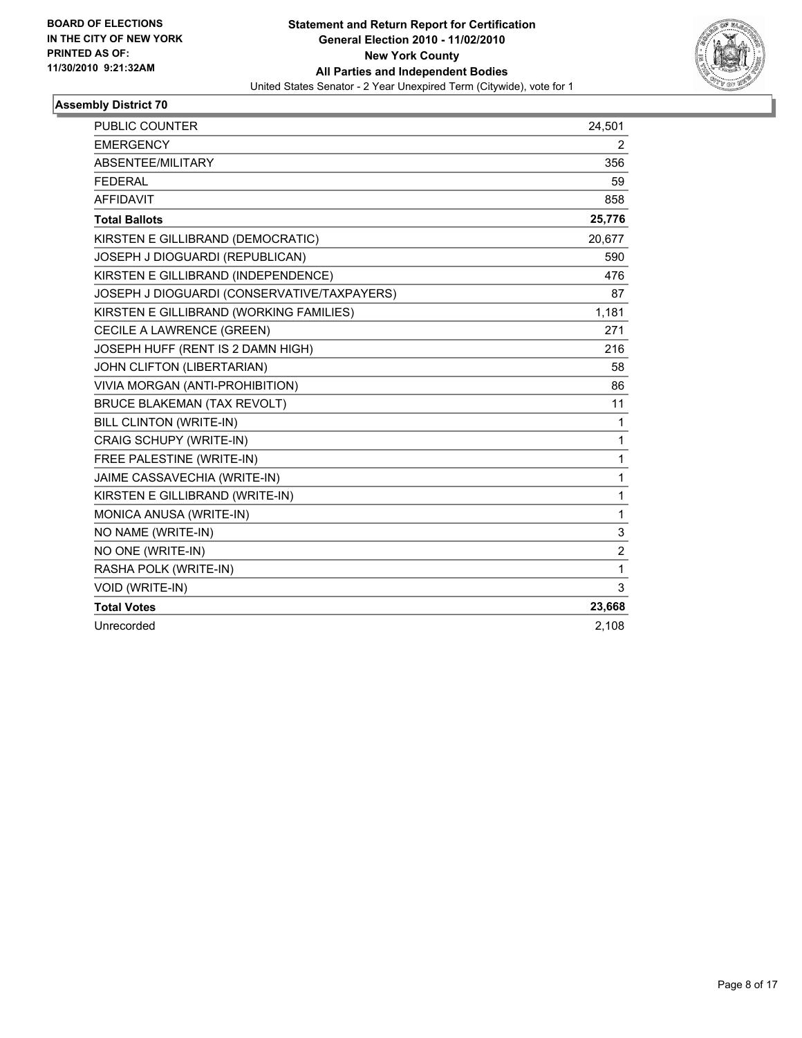**BOARD OF ELECTIONS IN THE CITY OF NEW YORK PRINTED AS OF: 11/30/2010 9:21:32AM**

**Statement and Return Report for Certification**
**General Election 2010 - 11/02/2010**
**New York County**
**All Parties and Independent Bodies**
United States Senator - 2 Year Unexpired Term (Citywide), vote for 1

## Assembly District 70

| | |
|---|---|
| PUBLIC COUNTER | 24,501 |
| EMERGENCY | 2 |
| ABSENTEE/MILITARY | 356 |
| FEDERAL | 59 |
| AFFIDAVIT | 858 |
| **Total Ballots** | **25,776** |
| KIRSTEN E GILLIBRAND (DEMOCRATIC) | 20,677 |
| JOSEPH J DIOGUARDI (REPUBLICAN) | 590 |
| KIRSTEN E GILLIBRAND (INDEPENDENCE) | 476 |
| JOSEPH J DIOGUARDI (CONSERVATIVE/TAXPAYERS) | 87 |
| KIRSTEN E GILLIBRAND (WORKING FAMILIES) | 1,181 |
| CECILE A LAWRENCE (GREEN) | 271 |
| JOSEPH HUFF (RENT IS 2 DAMN HIGH) | 216 |
| JOHN CLIFTON (LIBERTARIAN) | 58 |
| VIVIA MORGAN (ANTI-PROHIBITION) | 86 |
| BRUCE BLAKEMAN (TAX REVOLT) | 11 |
| BILL CLINTON (WRITE-IN) | 1 |
| CRAIG SCHUPY (WRITE-IN) | 1 |
| FREE PALESTINE (WRITE-IN) | 1 |
| JAIME CASSAVECHIA (WRITE-IN) | 1 |
| KIRSTEN E GILLIBRAND (WRITE-IN) | 1 |
| MONICA ANUSA (WRITE-IN) | 1 |
| NO NAME (WRITE-IN) | 3 |
| NO ONE (WRITE-IN) | 2 |
| RASHA POLK (WRITE-IN) | 1 |
| VOID (WRITE-IN) | 3 |
| **Total Votes** | **23,668** |
| Unrecorded | 2,108 |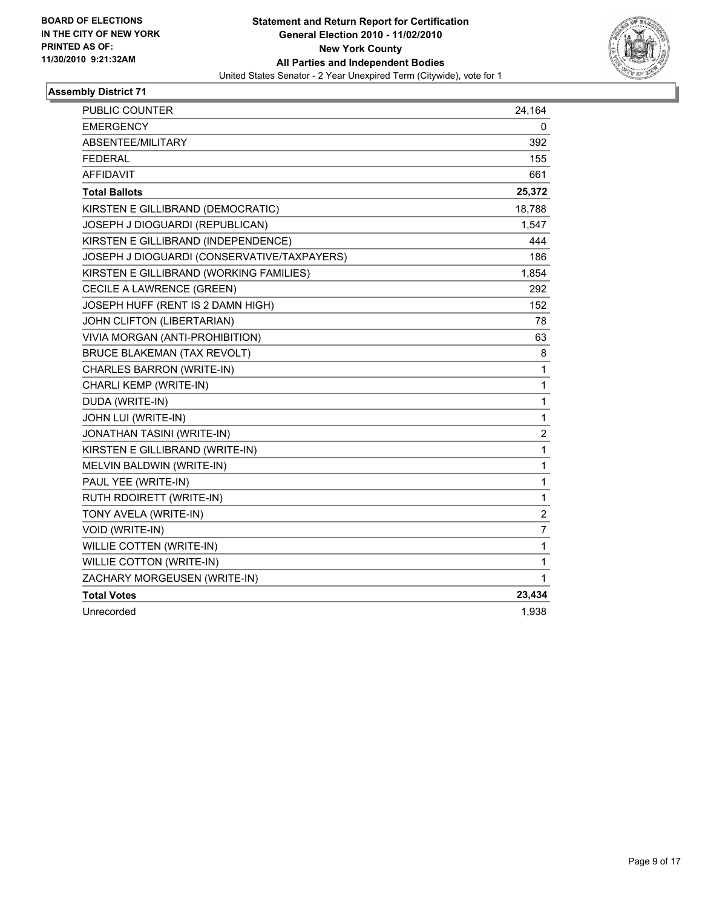**BOARD OF ELECTIONS IN THE CITY OF NEW YORK PRINTED AS OF: 11/30/2010 9:21:32AM**

**Statement and Return Report for Certification**
**General Election 2010 - 11/02/2010**
**New York County**
**All Parties and Independent Bodies**
United States Senator - 2 Year Unexpired Term (Citywide), vote for 1

## Assembly District 71

| | |
|---|---|
| PUBLIC COUNTER | 24,164 |
| EMERGENCY | 0 |
| ABSENTEE/MILITARY | 392 |
| FEDERAL | 155 |
| AFFIDAVIT | 661 |
| **Total Ballots** | **25,372** |
| KIRSTEN E GILLIBRAND (DEMOCRATIC) | 18,788 |
| JOSEPH J DIOGUARDI (REPUBLICAN) | 1,547 |
| KIRSTEN E GILLIBRAND (INDEPENDENCE) | 444 |
| JOSEPH J DIOGUARDI (CONSERVATIVE/TAXPAYERS) | 186 |
| KIRSTEN E GILLIBRAND (WORKING FAMILIES) | 1,854 |
| CECILE A LAWRENCE (GREEN) | 292 |
| JOSEPH HUFF (RENT IS 2 DAMN HIGH) | 152 |
| JOHN CLIFTON (LIBERTARIAN) | 78 |
| VIVIA MORGAN (ANTI-PROHIBITION) | 63 |
| BRUCE BLAKEMAN (TAX REVOLT) | 8 |
| CHARLES BARRON (WRITE-IN) | 1 |
| CHARLI KEMP (WRITE-IN) | 1 |
| DUDA (WRITE-IN) | 1 |
| JOHN LUI (WRITE-IN) | 1 |
| JONATHAN TASINI (WRITE-IN) | 2 |
| KIRSTEN E GILLIBRAND (WRITE-IN) | 1 |
| MELVIN BALDWIN (WRITE-IN) | 1 |
| PAUL YEE (WRITE-IN) | 1 |
| RUTH RDOIRETT (WRITE-IN) | 1 |
| TONY AVELA (WRITE-IN) | 2 |
| VOID (WRITE-IN) | 7 |
| WILLIE COTTEN (WRITE-IN) | 1 |
| WILLIE COTTON (WRITE-IN) | 1 |
| ZACHARY MORGEUSEN (WRITE-IN) | 1 |
| **Total Votes** | **23,434** |
| Unrecorded | 1,938 |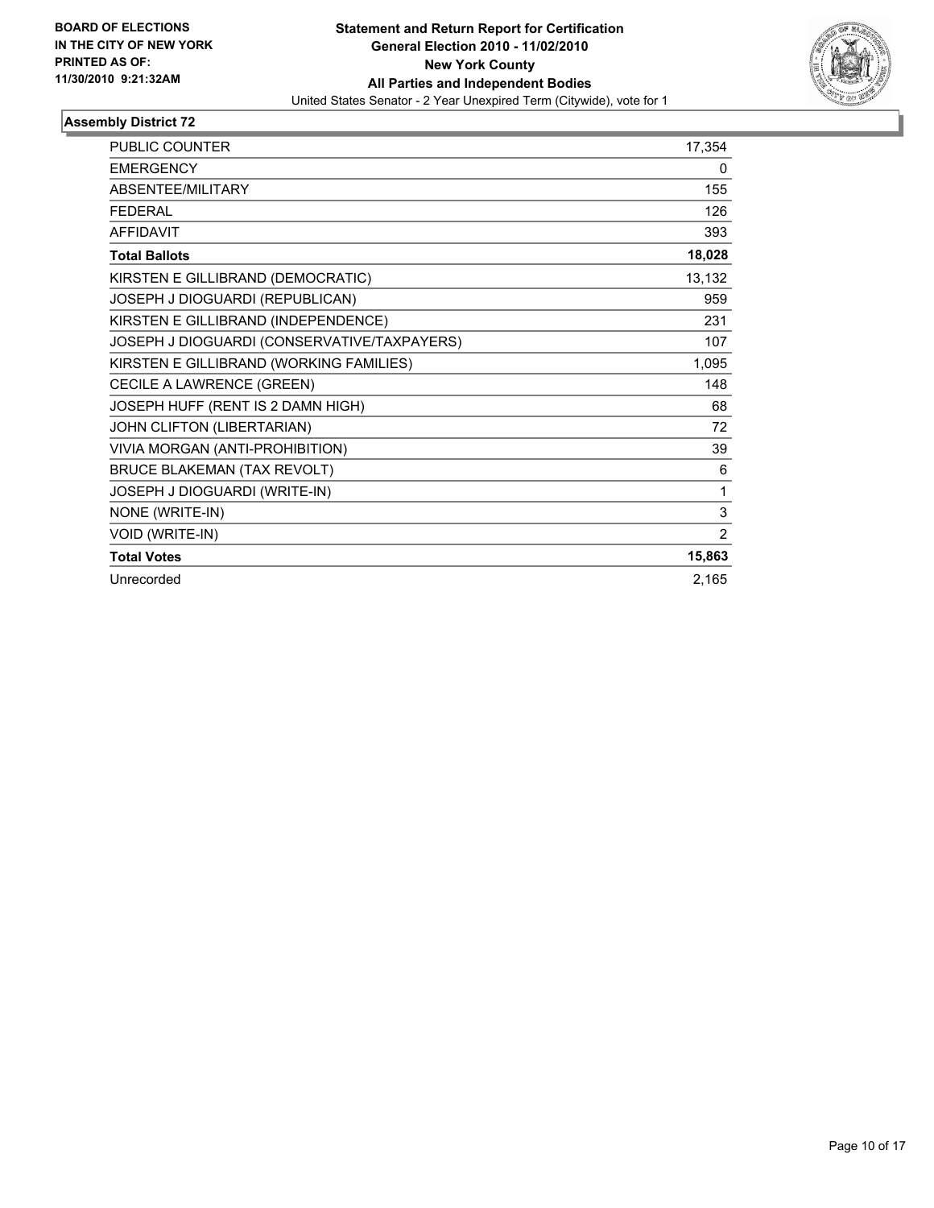**BOARD OF ELECTIONS IN THE CITY OF NEW YORK PRINTED AS OF: 11/30/2010 9:21:32AM**

**Statement and Return Report for Certification General Election 2010 - 11/02/2010 New York County All Parties and Independent Bodies**

United States Senator - 2 Year Unexpired Term (Citywide), vote for 1

### Assembly District 72

| | |
|---|---|
| PUBLIC COUNTER | 17,354 |
| EMERGENCY | 0 |
| ABSENTEE/MILITARY | 155 |
| FEDERAL | 126 |
| AFFIDAVIT | 393 |
| **Total Ballots** | **18,028** |
| KIRSTEN E GILLIBRAND (DEMOCRATIC) | 13,132 |
| JOSEPH J DIOGUARDI (REPUBLICAN) | 959 |
| KIRSTEN E GILLIBRAND (INDEPENDENCE) | 231 |
| JOSEPH J DIOGUARDI (CONSERVATIVE/TAXPAYERS) | 107 |
| KIRSTEN E GILLIBRAND (WORKING FAMILIES) | 1,095 |
| CECILE A LAWRENCE (GREEN) | 148 |
| JOSEPH HUFF (RENT IS 2 DAMN HIGH) | 68 |
| JOHN CLIFTON (LIBERTARIAN) | 72 |
| VIVIA MORGAN (ANTI-PROHIBITION) | 39 |
| BRUCE BLAKEMAN (TAX REVOLT) | 6 |
| JOSEPH J DIOGUARDI (WRITE-IN) | 1 |
| NONE (WRITE-IN) | 3 |
| VOID (WRITE-IN) | 2 |
| **Total Votes** | **15,863** |
| Unrecorded | 2,165 |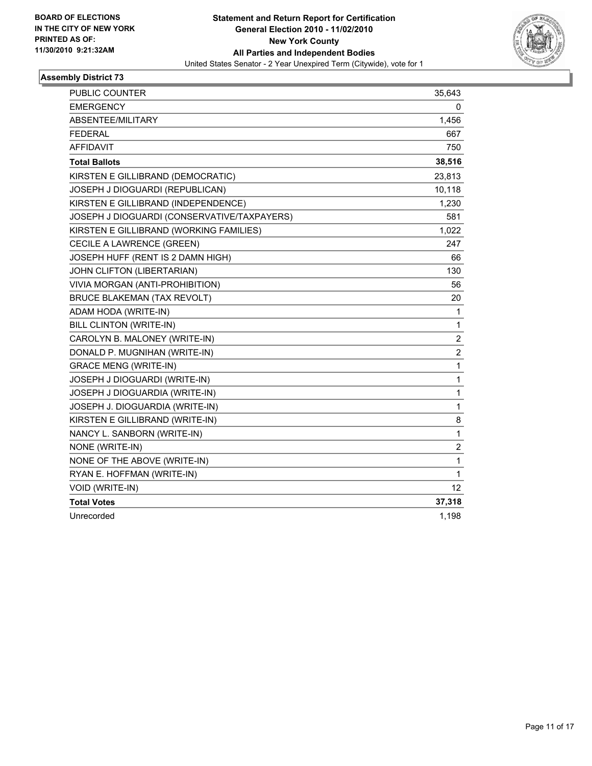**BOARD OF ELECTIONS IN THE CITY OF NEW YORK PRINTED AS OF: 11/30/2010 9:21:32AM**

**Statement and Return Report for Certification**
**General Election 2010 - 11/02/2010**
**New York County**
**All Parties and Independent Bodies**
United States Senator - 2 Year Unexpired Term (Citywide), vote for 1

### Assembly District 73

| | |
|---|---|
| PUBLIC COUNTER | 35,643 |
| EMERGENCY | 0 |
| ABSENTEE/MILITARY | 1,456 |
| FEDERAL | 667 |
| AFFIDAVIT | 750 |
| **Total Ballots** | **38,516** |
| KIRSTEN E GILLIBRAND (DEMOCRATIC) | 23,813 |
| JOSEPH J DIOGUARDI (REPUBLICAN) | 10,118 |
| KIRSTEN E GILLIBRAND (INDEPENDENCE) | 1,230 |
| JOSEPH J DIOGUARDI (CONSERVATIVE/TAXPAYERS) | 581 |
| KIRSTEN E GILLIBRAND (WORKING FAMILIES) | 1,022 |
| CECILE A LAWRENCE (GREEN) | 247 |
| JOSEPH HUFF (RENT IS 2 DAMN HIGH) | 66 |
| JOHN CLIFTON (LIBERTARIAN) | 130 |
| VIVIA MORGAN (ANTI-PROHIBITION) | 56 |
| BRUCE BLAKEMAN (TAX REVOLT) | 20 |
| ADAM HODA (WRITE-IN) | 1 |
| BILL CLINTON (WRITE-IN) | 1 |
| CAROLYN B. MALONEY (WRITE-IN) | 2 |
| DONALD P. MUGNIHAN (WRITE-IN) | 2 |
| GRACE MENG (WRITE-IN) | 1 |
| JOSEPH J DIOGUARDI (WRITE-IN) | 1 |
| JOSEPH J DIOGUARDIA (WRITE-IN) | 1 |
| JOSEPH J. DIOGUARDIA (WRITE-IN) | 1 |
| KIRSTEN E GILLIBRAND (WRITE-IN) | 8 |
| NANCY L. SANBORN (WRITE-IN) | 1 |
| NONE (WRITE-IN) | 2 |
| NONE OF THE ABOVE (WRITE-IN) | 1 |
| RYAN E. HOFFMAN (WRITE-IN) | 1 |
| VOID (WRITE-IN) | 12 |
| **Total Votes** | **37,318** |
| Unrecorded | 1,198 |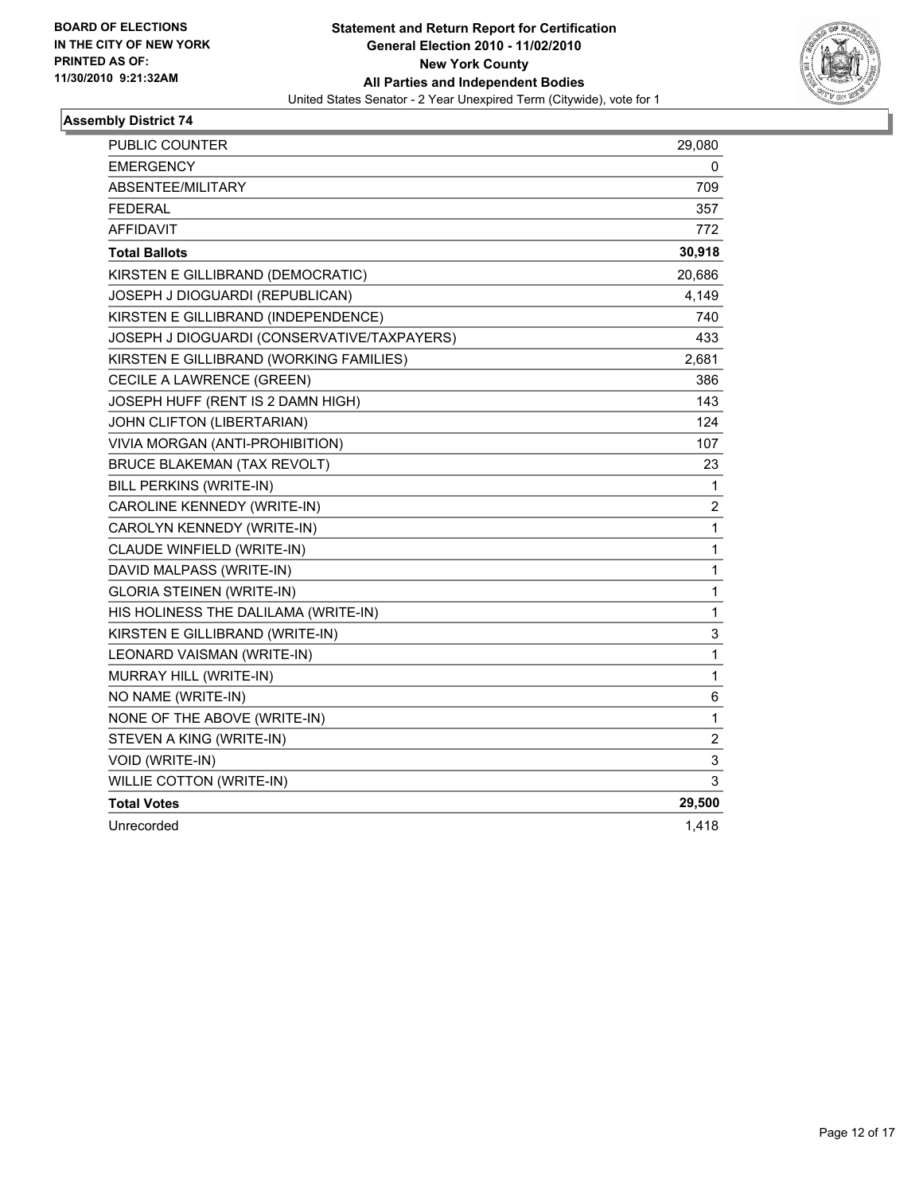**BOARD OF ELECTIONS IN THE CITY OF NEW YORK PRINTED AS OF: 11/30/2010 9:21:32AM**

**Statement and Return Report for Certification**
**General Election 2010 - 11/02/2010**
**New York County**
**All Parties and Independent Bodies**
United States Senator - 2 Year Unexpired Term (Citywide), vote for 1

## Assembly District 74

| | |
|---|---|
| PUBLIC COUNTER | 29,080 |
| EMERGENCY | 0 |
| ABSENTEE/MILITARY | 709 |
| FEDERAL | 357 |
| AFFIDAVIT | 772 |
| **Total Ballots** | **30,918** |
| KIRSTEN E GILLIBRAND (DEMOCRATIC) | 20,686 |
| JOSEPH J DIOGUARDI (REPUBLICAN) | 4,149 |
| KIRSTEN E GILLIBRAND (INDEPENDENCE) | 740 |
| JOSEPH J DIOGUARDI (CONSERVATIVE/TAXPAYERS) | 433 |
| KIRSTEN E GILLIBRAND (WORKING FAMILIES) | 2,681 |
| CECILE A LAWRENCE (GREEN) | 386 |
| JOSEPH HUFF (RENT IS 2 DAMN HIGH) | 143 |
| JOHN CLIFTON (LIBERTARIAN) | 124 |
| VIVIA MORGAN (ANTI-PROHIBITION) | 107 |
| BRUCE BLAKEMAN (TAX REVOLT) | 23 |
| BILL PERKINS (WRITE-IN) | 1 |
| CAROLINE KENNEDY (WRITE-IN) | 2 |
| CAROLYN KENNEDY (WRITE-IN) | 1 |
| CLAUDE WINFIELD (WRITE-IN) | 1 |
| DAVID MALPASS (WRITE-IN) | 1 |
| GLORIA STEINEN (WRITE-IN) | 1 |
| HIS HOLINESS THE DALILAMA (WRITE-IN) | 1 |
| KIRSTEN E GILLIBRAND (WRITE-IN) | 3 |
| LEONARD VAISMAN (WRITE-IN) | 1 |
| MURRAY HILL (WRITE-IN) | 1 |
| NO NAME (WRITE-IN) | 6 |
| NONE OF THE ABOVE (WRITE-IN) | 1 |
| STEVEN A KING (WRITE-IN) | 2 |
| VOID (WRITE-IN) | 3 |
| WILLIE COTTON (WRITE-IN) | 3 |
| **Total Votes** | **29,500** |
| Unrecorded | 1,418 |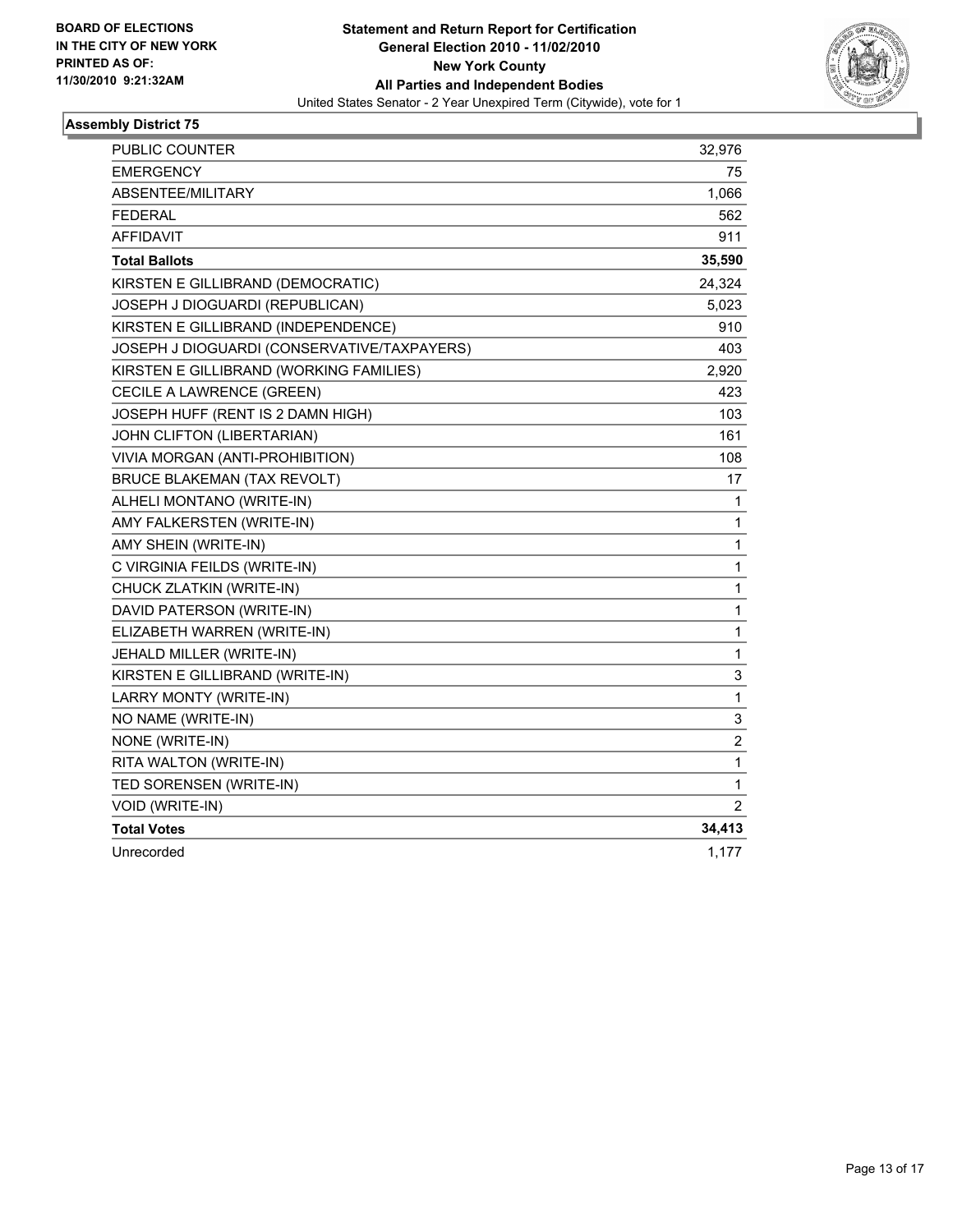BOARD OF ELECTIONS
IN THE CITY OF NEW YORK
PRINTED AS OF:
11/30/2010 9:21:32AM

**Statement and Return Report for Certification**
**General Election 2010 - 11/02/2010**
**New York County**
**All Parties and Independent Bodies**
United States Senator - 2 Year Unexpired Term (Citywide), vote for 1

### Assembly District 75

| | |
|---|---|
| PUBLIC COUNTER | 32,976 |
| EMERGENCY | 75 |
| ABSENTEE/MILITARY | 1,066 |
| FEDERAL | 562 |
| AFFIDAVIT | 911 |
| **Total Ballots** | **35,590** |
| KIRSTEN E GILLIBRAND (DEMOCRATIC) | 24,324 |
| JOSEPH J DIOGUARDI (REPUBLICAN) | 5,023 |
| KIRSTEN E GILLIBRAND (INDEPENDENCE) | 910 |
| JOSEPH J DIOGUARDI (CONSERVATIVE/TAXPAYERS) | 403 |
| KIRSTEN E GILLIBRAND (WORKING FAMILIES) | 2,920 |
| CECILE A LAWRENCE (GREEN) | 423 |
| JOSEPH HUFF (RENT IS 2 DAMN HIGH) | 103 |
| JOHN CLIFTON (LIBERTARIAN) | 161 |
| VIVIA MORGAN (ANTI-PROHIBITION) | 108 |
| BRUCE BLAKEMAN (TAX REVOLT) | 17 |
| ALHELI MONTANO (WRITE-IN) | 1 |
| AMY FALKERSTEN (WRITE-IN) | 1 |
| AMY SHEIN (WRITE-IN) | 1 |
| C VIRGINIA FEILDS (WRITE-IN) | 1 |
| CHUCK ZLATKIN (WRITE-IN) | 1 |
| DAVID PATERSON (WRITE-IN) | 1 |
| ELIZABETH WARREN (WRITE-IN) | 1 |
| JEHALD MILLER (WRITE-IN) | 1 |
| KIRSTEN E GILLIBRAND (WRITE-IN) | 3 |
| LARRY MONTY (WRITE-IN) | 1 |
| NO NAME (WRITE-IN) | 3 |
| NONE (WRITE-IN) | 2 |
| RITA WALTON (WRITE-IN) | 1 |
| TED SORENSEN (WRITE-IN) | 1 |
| VOID (WRITE-IN) | 2 |
| **Total Votes** | **34,413** |
| Unrecorded | 1,177 |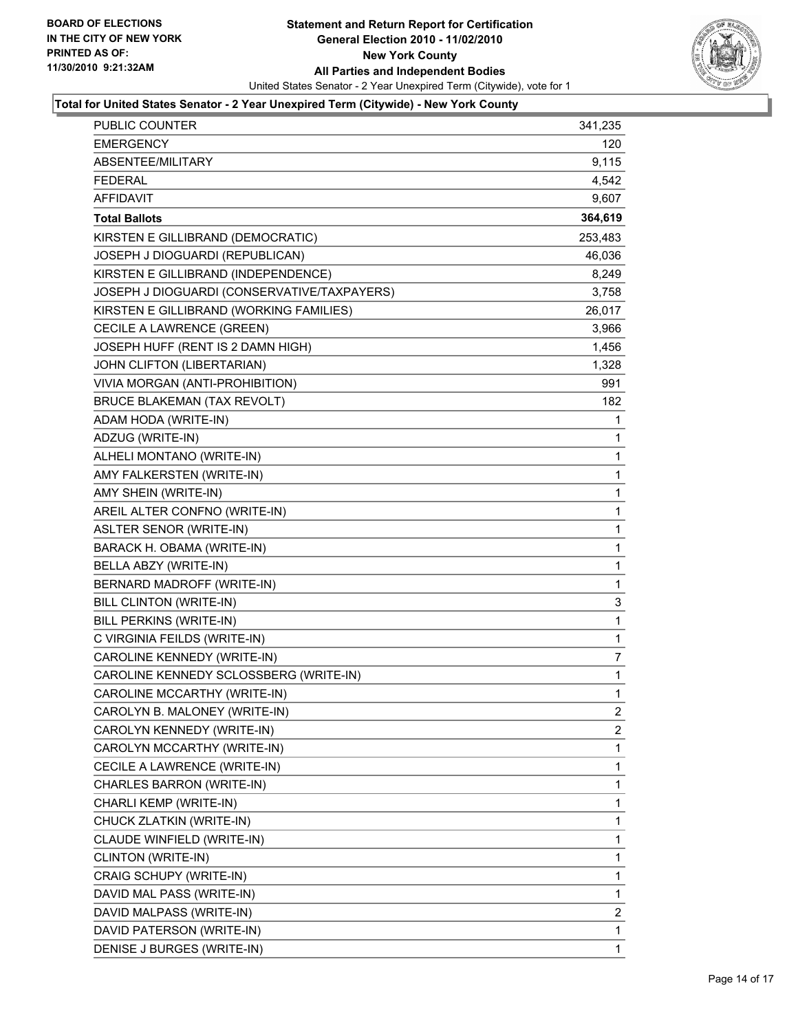**BOARD OF ELECTIONS**
**IN THE CITY OF NEW YORK**
**PRINTED AS OF:**
**11/30/2010 9:21:32AM**

**Statement and Return Report for Certification**
**General Election 2010 - 11/02/2010**
**New York County**
**All Parties and Independent Bodies**
United States Senator - 2 Year Unexpired Term (Citywide), vote for 1

**Total for United States Senator - 2 Year Unexpired Term (Citywide) - New York County**

| | |
|---|---|
| PUBLIC COUNTER | 341,235 |
| EMERGENCY | 120 |
| ABSENTEE/MILITARY | 9,115 |
| FEDERAL | 4,542 |
| AFFIDAVIT | 9,607 |
| **Total Ballots** | **364,619** |
| KIRSTEN E GILLIBRAND (DEMOCRATIC) | 253,483 |
| JOSEPH J DIOGUARDI (REPUBLICAN) | 46,036 |
| KIRSTEN E GILLIBRAND (INDEPENDENCE) | 8,249 |
| JOSEPH J DIOGUARDI (CONSERVATIVE/TAXPAYERS) | 3,758 |
| KIRSTEN E GILLIBRAND (WORKING FAMILIES) | 26,017 |
| CECILE A LAWRENCE (GREEN) | 3,966 |
| JOSEPH HUFF (RENT IS 2 DAMN HIGH) | 1,456 |
| JOHN CLIFTON (LIBERTARIAN) | 1,328 |
| VIVIA MORGAN (ANTI-PROHIBITION) | 991 |
| BRUCE BLAKEMAN (TAX REVOLT) | 182 |
| ADAM HODA (WRITE-IN) | 1 |
| ADZUG (WRITE-IN) | 1 |
| ALHELI MONTANO (WRITE-IN) | 1 |
| AMY FALKERSTEN (WRITE-IN) | 1 |
| AMY SHEIN (WRITE-IN) | 1 |
| AREIL ALTER CONFNO (WRITE-IN) | 1 |
| ASLTER SENOR (WRITE-IN) | 1 |
| BARACK H. OBAMA (WRITE-IN) | 1 |
| BELLA ABZY (WRITE-IN) | 1 |
| BERNARD MADROFF (WRITE-IN) | 1 |
| BILL CLINTON (WRITE-IN) | 3 |
| BILL PERKINS (WRITE-IN) | 1 |
| C VIRGINIA FEILDS (WRITE-IN) | 1 |
| CAROLINE KENNEDY (WRITE-IN) | 7 |
| CAROLINE KENNEDY SCLOSSBERG (WRITE-IN) | 1 |
| CAROLINE MCCARTHY (WRITE-IN) | 1 |
| CAROLYN B. MALONEY (WRITE-IN) | 2 |
| CAROLYN KENNEDY (WRITE-IN) | 2 |
| CAROLYN MCCARTHY (WRITE-IN) | 1 |
| CECILE A LAWRENCE (WRITE-IN) | 1 |
| CHARLES BARRON (WRITE-IN) | 1 |
| CHARLI KEMP (WRITE-IN) | 1 |
| CHUCK ZLATKIN (WRITE-IN) | 1 |
| CLAUDE WINFIELD (WRITE-IN) | 1 |
| CLINTON (WRITE-IN) | 1 |
| CRAIG SCHUPY (WRITE-IN) | 1 |
| DAVID MAL PASS (WRITE-IN) | 1 |
| DAVID MALPASS (WRITE-IN) | 2 |
| DAVID PATERSON (WRITE-IN) | 1 |
| DENISE J BURGES (WRITE-IN) | 1 |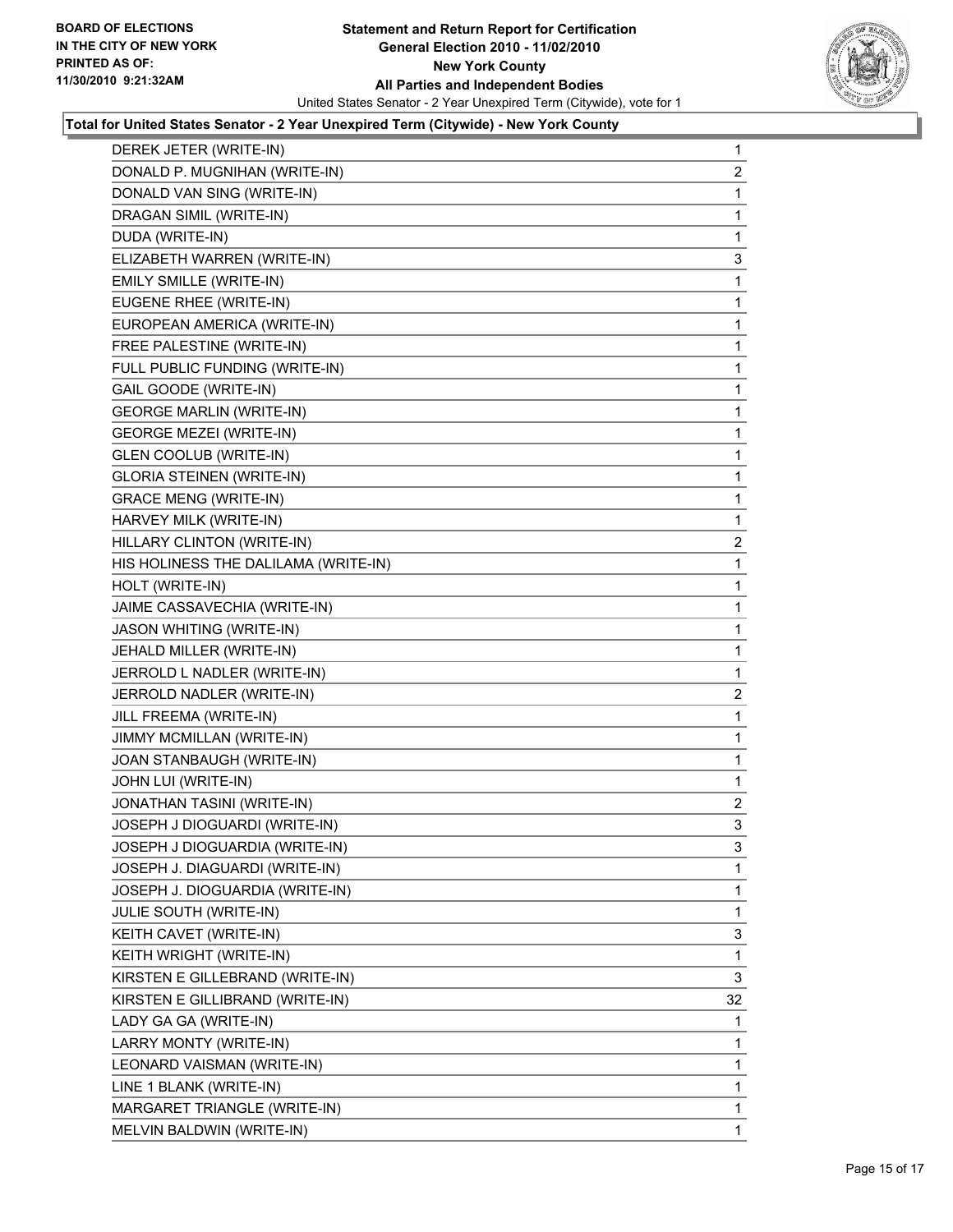**Statement and Return Report for Certification**
**General Election 2010 - 11/02/2010**
**New York County**
**All Parties and Independent Bodies**
United States Senator - 2 Year Unexpired Term (Citywide), vote for 1

BOARD OF ELECTIONS
IN THE CITY OF NEW YORK
PRINTED AS OF:
11/30/2010 9:21:32AM

**Total for United States Senator - 2 Year Unexpired Term (Citywide) - New York County**

| | |
|---|---|
| DEREK JETER (WRITE-IN) | 1 |
| DONALD P. MUGNIHAN (WRITE-IN) | 2 |
| DONALD VAN SING (WRITE-IN) | 1 |
| DRAGAN SIMIL (WRITE-IN) | 1 |
| DUDA (WRITE-IN) | 1 |
| ELIZABETH WARREN (WRITE-IN) | 3 |
| EMILY SMILLE (WRITE-IN) | 1 |
| EUGENE RHEE (WRITE-IN) | 1 |
| EUROPEAN AMERICA (WRITE-IN) | 1 |
| FREE PALESTINE (WRITE-IN) | 1 |
| FULL PUBLIC FUNDING (WRITE-IN) | 1 |
| GAIL GOODE (WRITE-IN) | 1 |
| GEORGE MARLIN (WRITE-IN) | 1 |
| GEORGE MEZEI (WRITE-IN) | 1 |
| GLEN COOLUB (WRITE-IN) | 1 |
| GLORIA STEINEN (WRITE-IN) | 1 |
| GRACE MENG (WRITE-IN) | 1 |
| HARVEY MILK (WRITE-IN) | 1 |
| HILLARY CLINTON (WRITE-IN) | 2 |
| HIS HOLINESS THE DALILAMA (WRITE-IN) | 1 |
| HOLT (WRITE-IN) | 1 |
| JAIME CASSAVECHIA (WRITE-IN) | 1 |
| JASON WHITING (WRITE-IN) | 1 |
| JEHALD MILLER (WRITE-IN) | 1 |
| JERROLD L NADLER (WRITE-IN) | 1 |
| JERROLD NADLER (WRITE-IN) | 2 |
| JILL FREEMA (WRITE-IN) | 1 |
| JIMMY MCMILLAN (WRITE-IN) | 1 |
| JOAN STANBAUGH (WRITE-IN) | 1 |
| JOHN LUI (WRITE-IN) | 1 |
| JONATHAN TASINI (WRITE-IN) | 2 |
| JOSEPH J DIOGUARDI (WRITE-IN) | 3 |
| JOSEPH J DIOGUARDIA (WRITE-IN) | 3 |
| JOSEPH J. DIAGUARDI (WRITE-IN) | 1 |
| JOSEPH J. DIOGUARDIA (WRITE-IN) | 1 |
| JULIE SOUTH (WRITE-IN) | 1 |
| KEITH CAVET (WRITE-IN) | 3 |
| KEITH WRIGHT (WRITE-IN) | 1 |
| KIRSTEN E GILLEBRAND (WRITE-IN) | 3 |
| KIRSTEN E GILLIBRAND (WRITE-IN) | 32 |
| LADY GA GA (WRITE-IN) | 1 |
| LARRY MONTY (WRITE-IN) | 1 |
| LEONARD VAISMAN (WRITE-IN) | 1 |
| LINE 1 BLANK (WRITE-IN) | 1 |
| MARGARET TRIANGLE (WRITE-IN) | 1 |
| MELVIN BALDWIN (WRITE-IN) | 1 |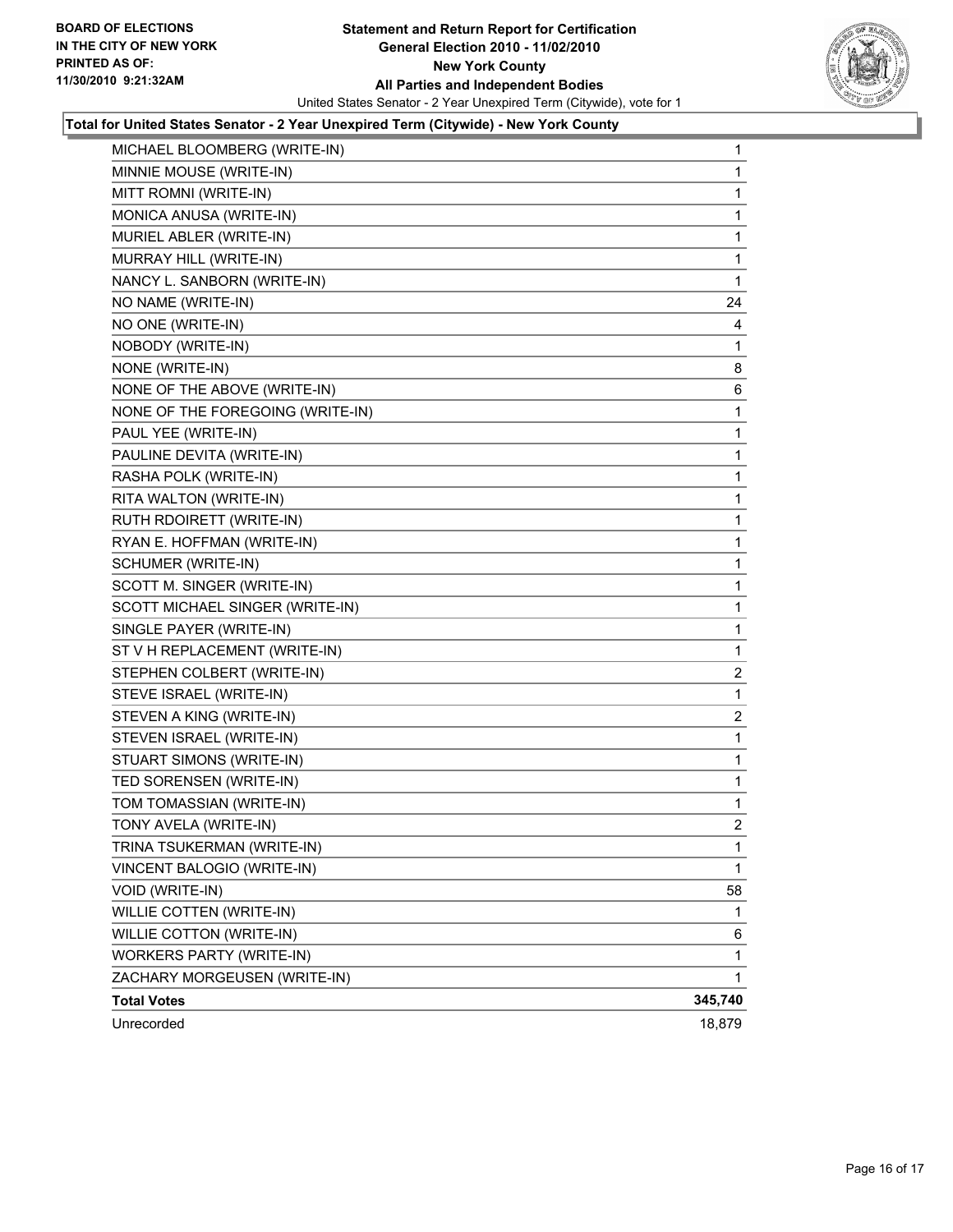**BOARD OF ELECTIONS IN THE CITY OF NEW YORK PRINTED AS OF: 11/30/2010 9:21:32AM**

# Statement and Return Report for Certification
## General Election 2010 - 11/02/2010
## New York County
## All Parties and Independent Bodies

United States Senator - 2 Year Unexpired Term (Citywide), vote for 1

### Total for United States Senator - 2 Year Unexpired Term (Citywide) - New York County

| | |
|---|---|
| MICHAEL BLOOMBERG (WRITE-IN) | 1 |
| MINNIE MOUSE (WRITE-IN) | 1 |
| MITT ROMNI (WRITE-IN) | 1 |
| MONICA ANUSA (WRITE-IN) | 1 |
| MURIEL ABLER (WRITE-IN) | 1 |
| MURRAY HILL (WRITE-IN) | 1 |
| NANCY L. SANBORN (WRITE-IN) | 1 |
| NO NAME (WRITE-IN) | 24 |
| NO ONE (WRITE-IN) | 4 |
| NOBODY (WRITE-IN) | 1 |
| NONE (WRITE-IN) | 8 |
| NONE OF THE ABOVE (WRITE-IN) | 6 |
| NONE OF THE FOREGOING (WRITE-IN) | 1 |
| PAUL YEE (WRITE-IN) | 1 |
| PAULINE DEVITA (WRITE-IN) | 1 |
| RASHA POLK (WRITE-IN) | 1 |
| RITA WALTON (WRITE-IN) | 1 |
| RUTH RDOIRETT (WRITE-IN) | 1 |
| RYAN E. HOFFMAN (WRITE-IN) | 1 |
| SCHUMER (WRITE-IN) | 1 |
| SCOTT M. SINGER (WRITE-IN) | 1 |
| SCOTT MICHAEL SINGER (WRITE-IN) | 1 |
| SINGLE PAYER (WRITE-IN) | 1 |
| ST V H REPLACEMENT (WRITE-IN) | 1 |
| STEPHEN COLBERT (WRITE-IN) | 2 |
| STEVE ISRAEL (WRITE-IN) | 1 |
| STEVEN A KING (WRITE-IN) | 2 |
| STEVEN ISRAEL (WRITE-IN) | 1 |
| STUART SIMONS (WRITE-IN) | 1 |
| TED SORENSEN (WRITE-IN) | 1 |
| TOM TOMASSIAN (WRITE-IN) | 1 |
| TONY AVELA (WRITE-IN) | 2 |
| TRINA TSUKERMAN (WRITE-IN) | 1 |
| VINCENT BALOGIO (WRITE-IN) | 1 |
| VOID (WRITE-IN) | 58 |
| WILLIE COTTEN (WRITE-IN) | 1 |
| WILLIE COTTON (WRITE-IN) | 6 |
| WORKERS PARTY (WRITE-IN) | 1 |
| ZACHARY MORGEUSEN (WRITE-IN) | 1 |
| **Total Votes** | **345,740** |
| Unrecorded | 18,879 |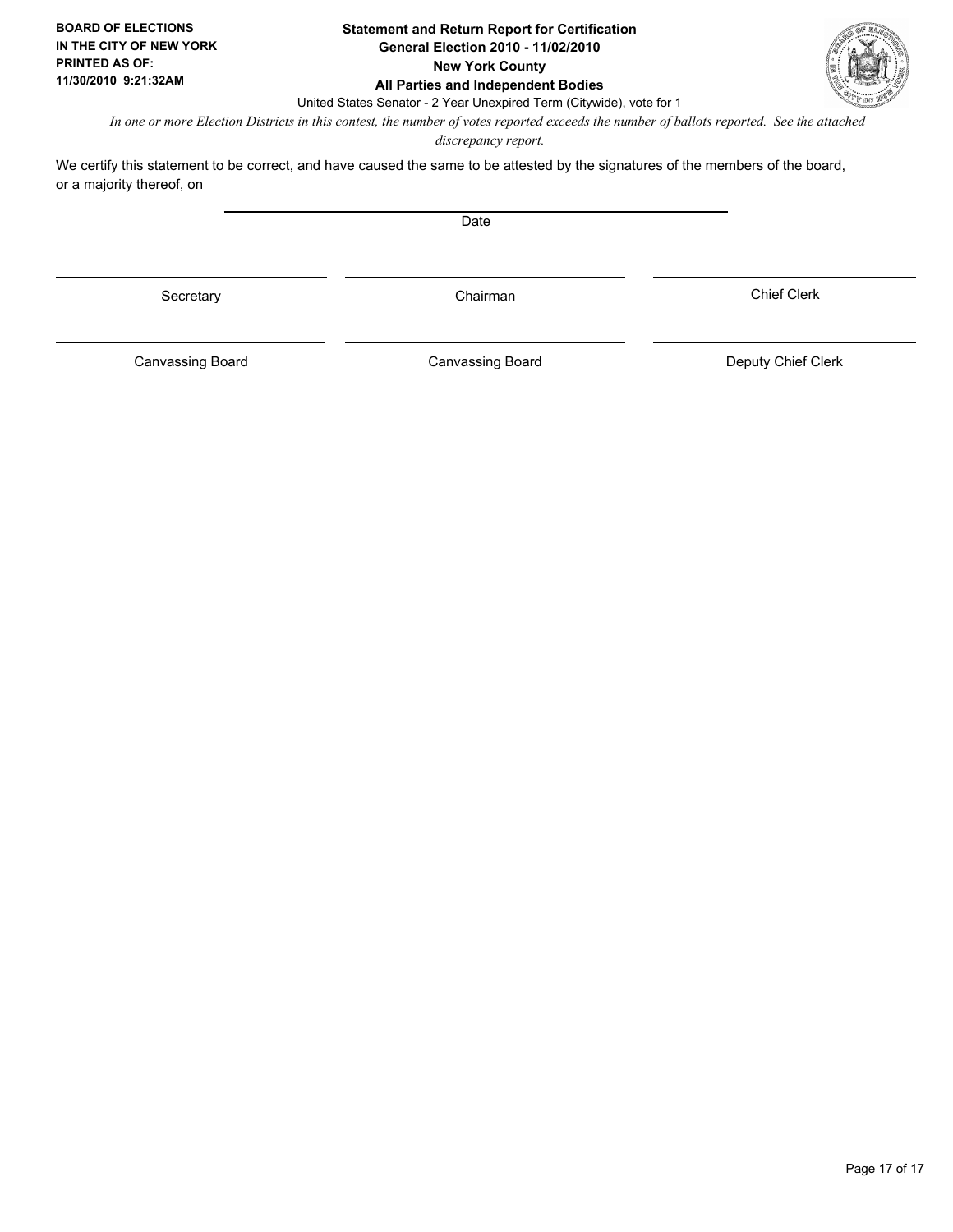**BOARD OF ELECTIONS IN THE CITY OF NEW YORK PRINTED AS OF: 11/30/2010 9:21:32AM**

**Statement and Return Report for Certification**
**General Election 2010 - 11/02/2010**
**New York County**
**All Parties and Independent Bodies**

United States Senator - 2 Year Unexpired Term (Citywide), vote for 1

*In one or more Election Districts in this contest, the number of votes reported exceeds the number of ballots reported. See the attached discrepancy report.*

We certify this statement to be correct, and have caused the same to be attested by the signatures of the members of the board, or a majority thereof, on

Date

| | | |
|---|---|---|
| Secretary | Chairman | Chief Clerk |
| Canvassing Board | Canvassing Board | Deputy Chief Clerk |